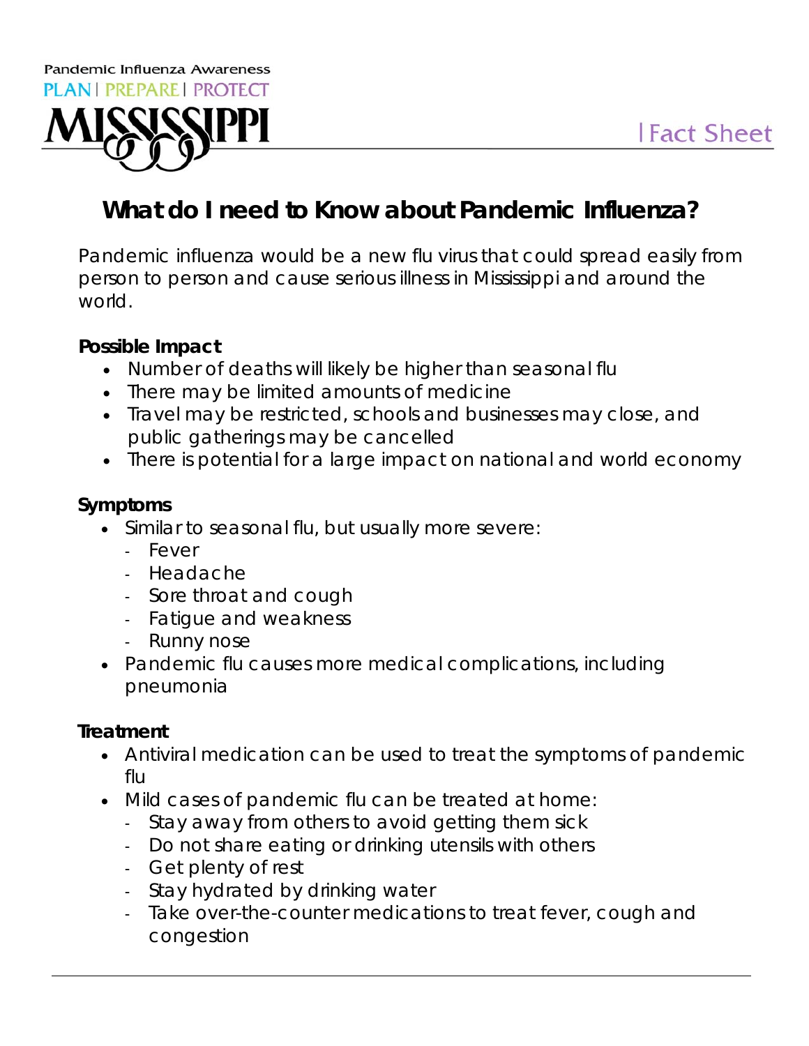Pandemic Influenza Awareness

PLAN | PREPARE | PROTECT

MISSISSIPPI

| Fact Sheet

# What do I need to Know about Pandemic Influenza?

Pandemic influenza would be a new flu virus that could spread easily from person to person and cause serious illness in Mississippi and around the world.

**Possible Impact**

- Number of deaths will likely be higher than seasonal flu
- There may be limited amounts of medicine
- Travel may be restricted, schools and businesses may close, and public gatherings may be cancelled
- There is potential for a large impact on national and world economy

**Symptoms**

- Similar to seasonal flu, but usually more severe:
  - Fever
  - Headache
  - Sore throat and cough
  - Fatigue and weakness
  - Runny nose
- Pandemic flu causes more medical complications, including pneumonia

**Treatment**

- Antiviral medication can be used to treat the symptoms of pandemic flu
- Mild cases of pandemic flu can be treated at home:
  - Stay away from others to avoid getting them sick
  - Do not share eating or drinking utensils with others
  - Get plenty of rest
  - Stay hydrated by drinking water
  - Take over-the-counter medications to treat fever, cough and congestion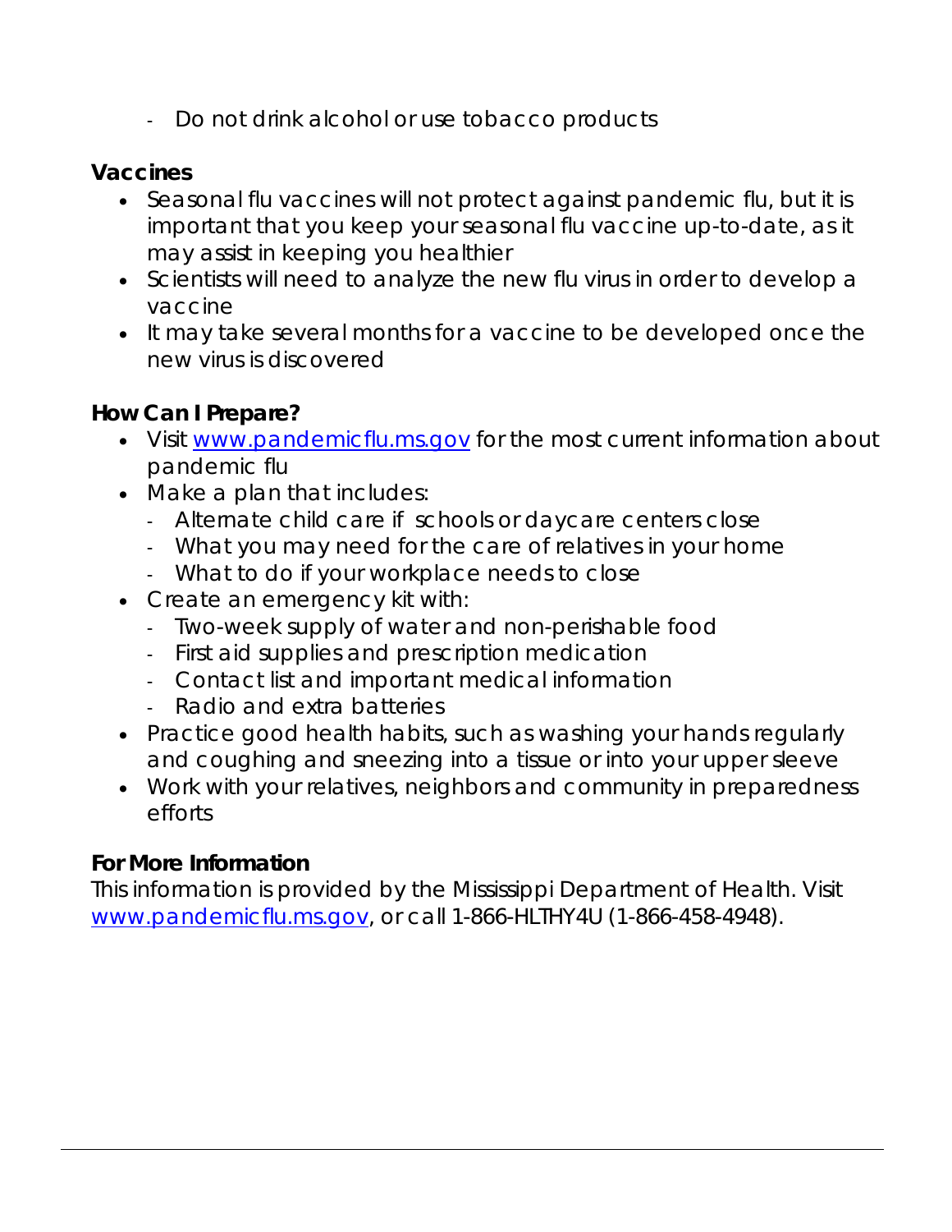- Do not drink alcohol or use tobacco products

**Vaccines**

- Seasonal flu vaccines will not protect against pandemic flu, but it is important that you keep your seasonal flu vaccine up-to-date, as it may assist in keeping you healthier
- Scientists will need to analyze the new flu virus in order to develop a vaccine
- It may take several months for a vaccine to be developed once the new virus is discovered

**How Can I Prepare?**

- Visit [www.pandemicflu.ms.gov](http://www.pandemicflu.ms.gov) for the most current information about pandemic flu
- Make a plan that includes:
  - Alternate child care if schools or daycare centers close
  - What you may need for the care of relatives in your home
  - What to do if your workplace needs to close
- Create an emergency kit with:
  - Two-week supply of water and non-perishable food
  - First aid supplies and prescription medication
  - Contact list and important medical information
  - Radio and extra batteries
- Practice good health habits, such as washing your hands regularly and coughing and sneezing into a tissue or into your upper sleeve
- Work with your relatives, neighbors and community in preparedness efforts

**For More Information**

This information is provided by the Mississippi Department of Health. Visit [www.pandemicflu.ms.gov](http://www.pandemicflu.ms.gov), or call 1-866-HLTHY4U (1-866-458-4948).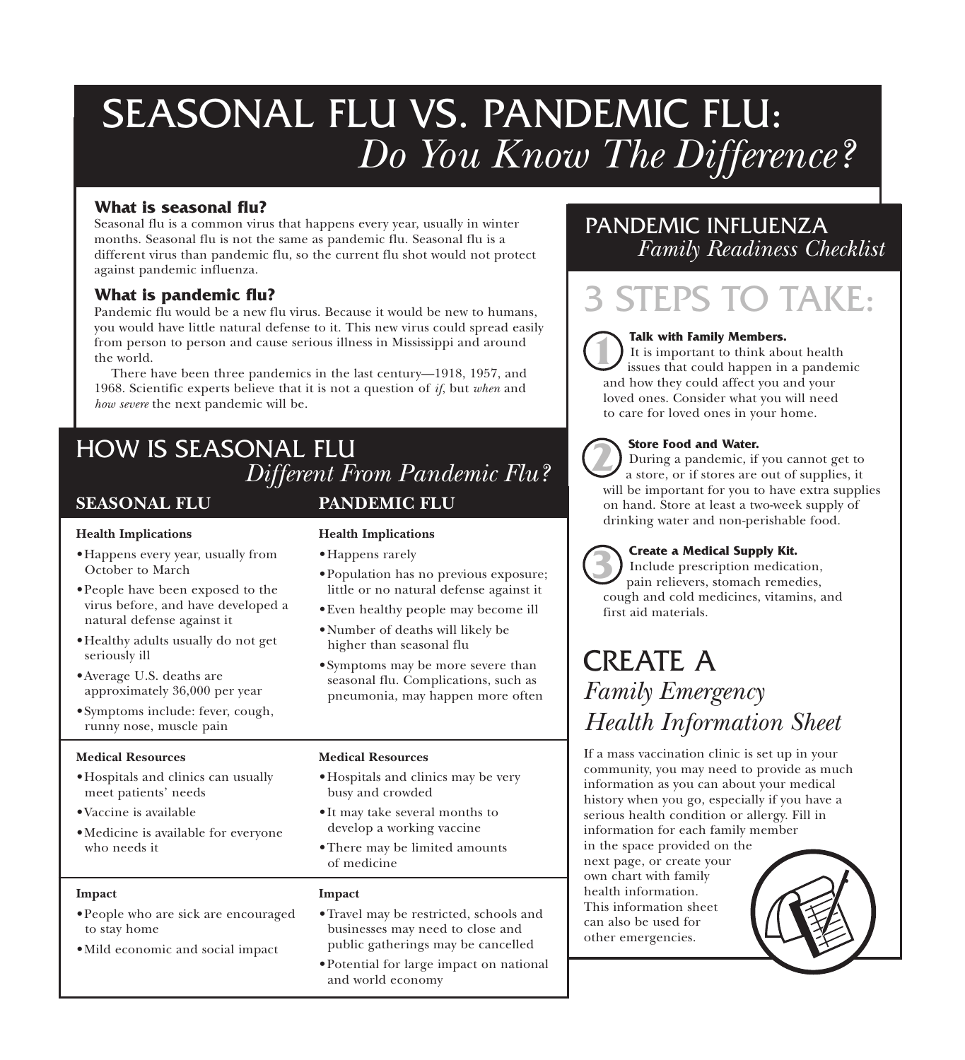# SEASONAL FLU VS. PANDEMIC FLU: *Do You Know The Difference?*

### What is seasonal flu?

Seasonal flu is a common virus that happens every year, usually in winter months. Seasonal flu is not the same as pandemic flu. Seasonal flu is a different virus than pandemic flu, so the current flu shot would not protect against pandemic influenza.

### What is pandemic flu?

Pandemic flu would be a new flu virus. Because it would be new to humans, you would have little natural defense to it. This new virus could spread easily from person to person and cause serious illness in Mississippi and around the world.

There have been three pandemics in the last century—1918, 1957, and 1968. Scientific experts believe that it is not a question of *if*, but *when* and *how severe* the next pandemic will be.

## HOW IS SEASONAL FLU *Different From Pandemic Flu?*

| SEASONAL FLU | PANDEMIC FLU |
|---|---|
| **Health Implications** | **Health Implications** |
| • Happens every year, usually from October to March<br>• People have been exposed to the virus before, and have developed a natural defense against it<br>• Healthy adults usually do not get seriously ill<br>• Average U.S. deaths are approximately 36,000 per year<br>• Symptoms include: fever, cough, runny nose, muscle pain | • Happens rarely<br>• Population has no previous exposure; little or no natural defense against it<br>• Even healthy people may become ill<br>• Number of deaths will likely be higher than seasonal flu<br>• Symptoms may be more severe than seasonal flu. Complications, such as pneumonia, may happen more often |
| **Medical Resources** | **Medical Resources** |
| • Hospitals and clinics can usually meet patients' needs<br>• Vaccine is available<br>• Medicine is available for everyone who needs it | • Hospitals and clinics may be very busy and crowded<br>• It may take several months to develop a working vaccine<br>• There may be limited amounts of medicine |
| **Impact** | **Impact** |
| • People who are sick are encouraged to stay home<br>• Mild economic and social impact | • Travel may be restricted, schools and businesses may need to close and public gatherings may be cancelled<br>• Potential for large impact on national and world economy |

## PANDEMIC INFLUENZA *Family Readiness Checklist*

# 3 STEPS TO TAKE:

1. **Talk with Family Members.** It is important to think about health issues that could happen in a pandemic and how they could affect you and your loved ones. Consider what you will need to care for loved ones in your home.

2. **Store Food and Water.** During a pandemic, if you cannot get to a store, or if stores are out of supplies, it will be important for you to have extra supplies on hand. Store at least a two-week supply of drinking water and non-perishable food.

3. **Create a Medical Supply Kit.** Include prescription medication, pain relievers, stomach remedies, cough and cold medicines, vitamins, and first aid materials.

## CREATE A *Family Emergency Health Information Sheet*

If a mass vaccination clinic is set up in your community, you may need to provide as much information as you can about your medical history when you go, especially if you have a serious health condition or allergy. Fill in information for each family member in the space provided on the next page, or create your own chart with family health information. This information sheet can also be used for other emergencies.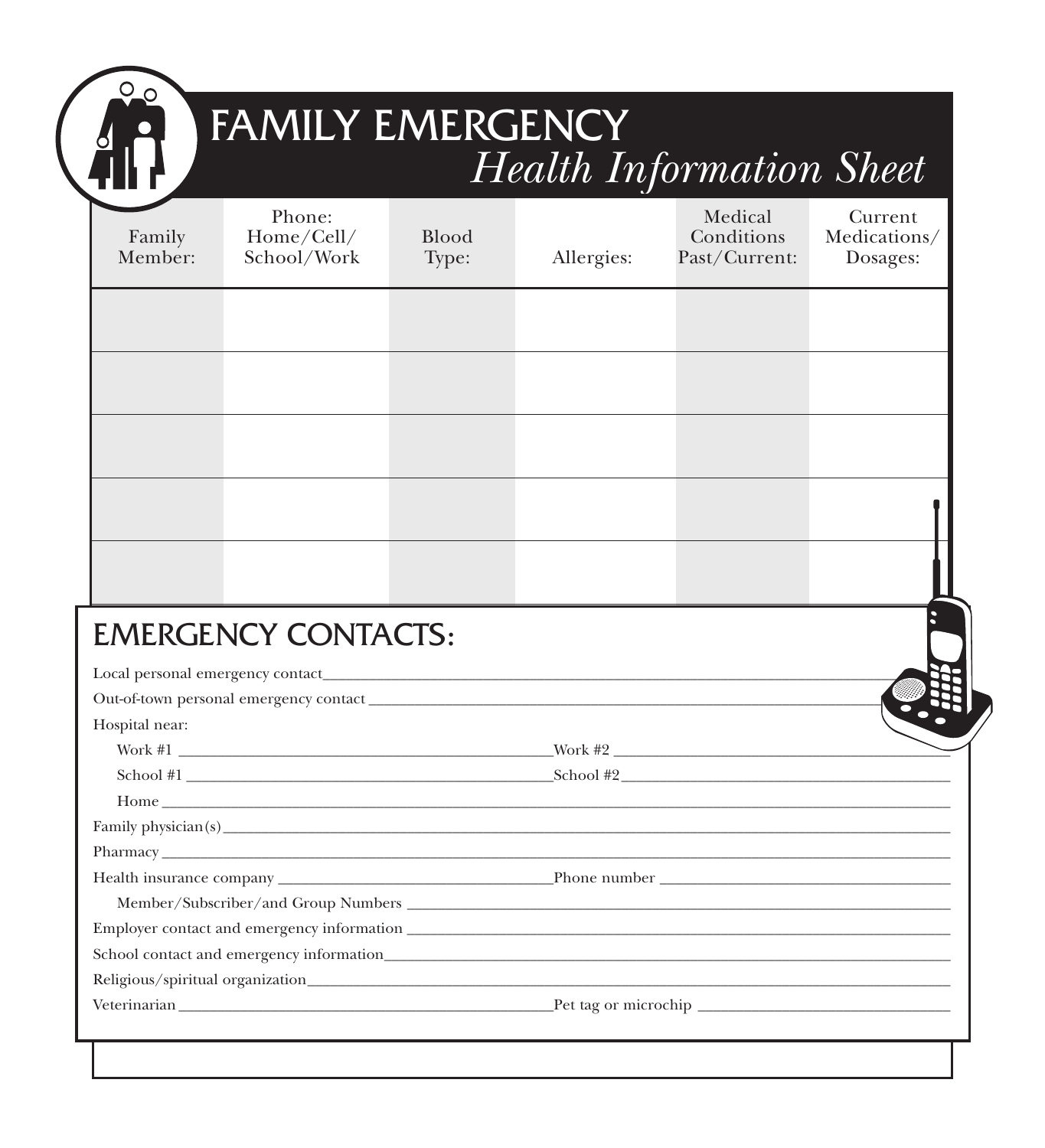# FAMILY EMERGENCY
## *Health Information Sheet*

| Family Member: | Phone: Home/Cell/ School/Work | Blood Type: | Allergies: | Medical Conditions Past/Current: | Current Medications/ Dosages: |
|---|---|---|---|---|---|
| | | | | | |
| | | | | | |
| | | | | | |
| | | | | | |
| | | | | | |

## EMERGENCY CONTACTS:

Local personal emergency contact\_\_\_\_\_\_\_\_\_\_\_\_\_\_\_\_\_\_\_\_\_\_\_\_\_\_\_\_\_\_\_\_\_\_\_\_

Out-of-town personal emergency contact \_\_\_\_\_\_\_\_\_\_\_\_\_\_\_\_\_\_\_\_\_\_\_\_\_\_\_\_\_\_

Hospital near:

Work #1 \_\_\_\_\_\_\_\_\_\_\_\_\_\_\_\_\_\_\_\_ Work #2 \_\_\_\_\_\_\_\_\_\_\_\_\_\_\_\_\_\_\_\_

School #1 \_\_\_\_\_\_\_\_\_\_\_\_\_\_\_\_\_\_\_\_ School #2 \_\_\_\_\_\_\_\_\_\_\_\_\_\_\_\_\_\_\_\_

Home \_\_\_\_\_\_\_\_\_\_\_\_\_\_\_\_\_\_\_\_\_\_\_\_\_\_\_\_\_\_\_\_\_\_\_\_\_\_\_\_

Family physician(s) \_\_\_\_\_\_\_\_\_\_\_\_\_\_\_\_\_\_\_\_\_\_\_\_\_\_\_\_\_\_\_\_\_\_\_\_

Pharmacy \_\_\_\_\_\_\_\_\_\_\_\_\_\_\_\_\_\_\_\_\_\_\_\_\_\_\_\_\_\_\_\_\_\_\_\_\_\_\_\_

Health insurance company \_\_\_\_\_\_\_\_\_\_\_\_\_\_\_\_\_\_\_\_ Phone number \_\_\_\_\_\_\_\_\_\_\_\_\_\_\_\_\_\_\_\_

Member/Subscriber/and Group Numbers \_\_\_\_\_\_\_\_\_\_\_\_\_\_\_\_\_\_\_\_\_\_\_\_\_\_\_\_\_\_

Employer contact and emergency information \_\_\_\_\_\_\_\_\_\_\_\_\_\_\_\_\_\_\_\_\_\_\_\_\_\_

School contact and emergency information \_\_\_\_\_\_\_\_\_\_\_\_\_\_\_\_\_\_\_\_\_\_\_\_\_\_\_

Religious/spiritual organization \_\_\_\_\_\_\_\_\_\_\_\_\_\_\_\_\_\_\_\_\_\_\_\_\_\_\_\_\_\_\_\_

Veterinarian \_\_\_\_\_\_\_\_\_\_\_\_\_\_\_\_\_\_\_\_ Pet tag or microchip \_\_\_\_\_\_\_\_\_\_\_\_\_\_\_\_\_\_\_\_